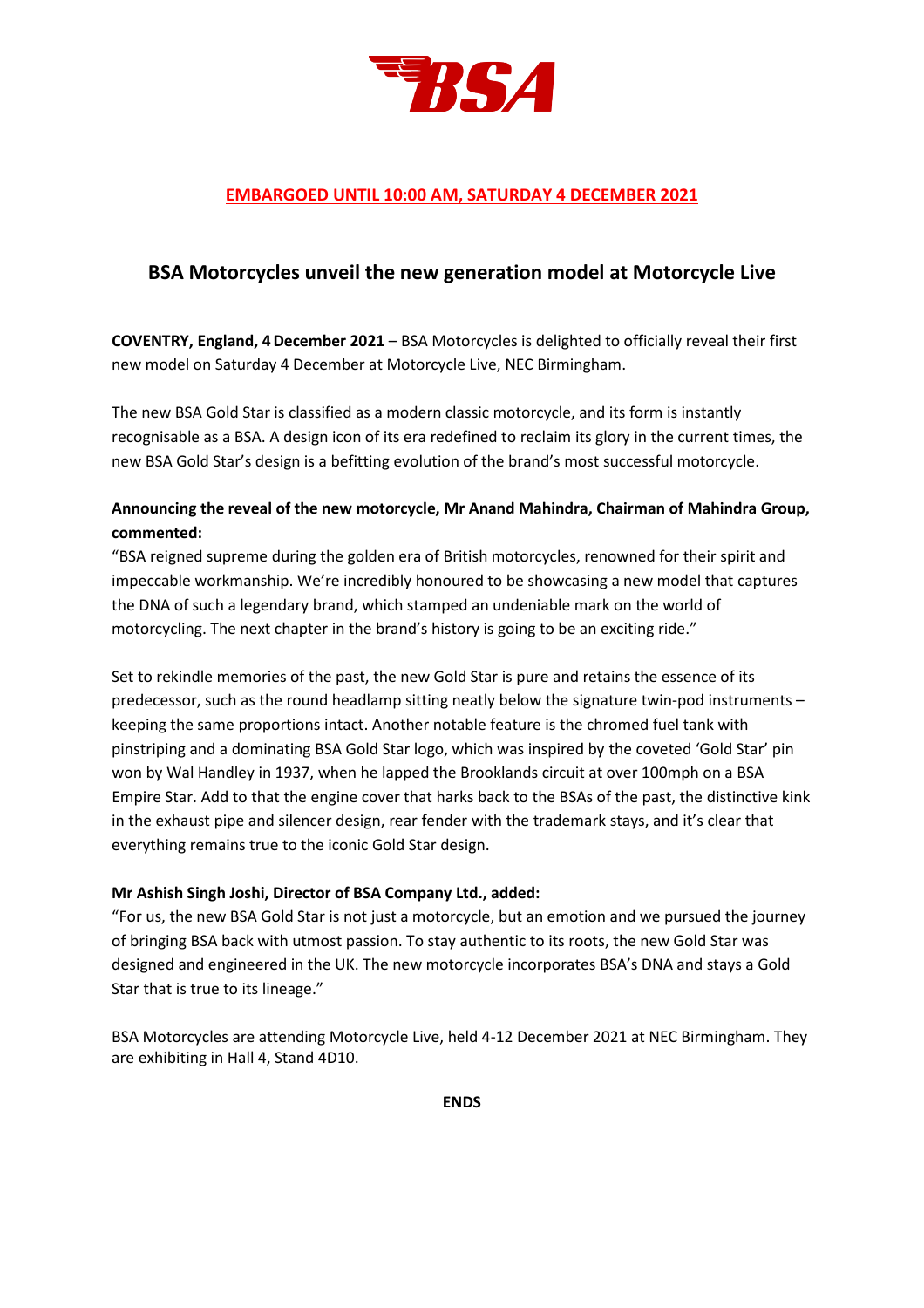**EMBARGOED UNTIL 10:00 AM, SATURDAY 4 DECEMBER 2021**

## BSA Motorcycles unveil the new generation model at Motorcycle Live

**COVENTRY, England, 4 December 2021** – BSA Motorcycles is delighted to officially reveal their first new model on Saturday 4 December at Motorcycle Live, NEC Birmingham.

The new BSA Gold Star is classified as a modern classic motorcycle, and its form is instantly recognisable as a BSA. A design icon of its era redefined to reclaim its glory in the current times, the new BSA Gold Star's design is a befitting evolution of the brand's most successful motorcycle.

**Announcing the reveal of the new motorcycle, Mr Anand Mahindra, Chairman of Mahindra Group, commented:**

"BSA reigned supreme during the golden era of British motorcycles, renowned for their spirit and impeccable workmanship. We're incredibly honoured to be showcasing a new model that captures the DNA of such a legendary brand, which stamped an undeniable mark on the world of motorcycling. The next chapter in the brand's history is going to be an exciting ride."

Set to rekindle memories of the past, the new Gold Star is pure and retains the essence of its predecessor, such as the round headlamp sitting neatly below the signature twin-pod instruments – keeping the same proportions intact. Another notable feature is the chromed fuel tank with pinstriping and a dominating BSA Gold Star logo, which was inspired by the coveted 'Gold Star' pin won by Wal Handley in 1937, when he lapped the Brooklands circuit at over 100mph on a BSA Empire Star. Add to that the engine cover that harks back to the BSAs of the past, the distinctive kink in the exhaust pipe and silencer design, rear fender with the trademark stays, and it's clear that everything remains true to the iconic Gold Star design.

**Mr Ashish Singh Joshi, Director of BSA Company Ltd., added:**

"For us, the new BSA Gold Star is not just a motorcycle, but an emotion and we pursued the journey of bringing BSA back with utmost passion. To stay authentic to its roots, the new Gold Star was designed and engineered in the UK. The new motorcycle incorporates BSA's DNA and stays a Gold Star that is true to its lineage."

BSA Motorcycles are attending Motorcycle Live, held 4-12 December 2021 at NEC Birmingham. They are exhibiting in Hall 4, Stand 4D10.

**ENDS**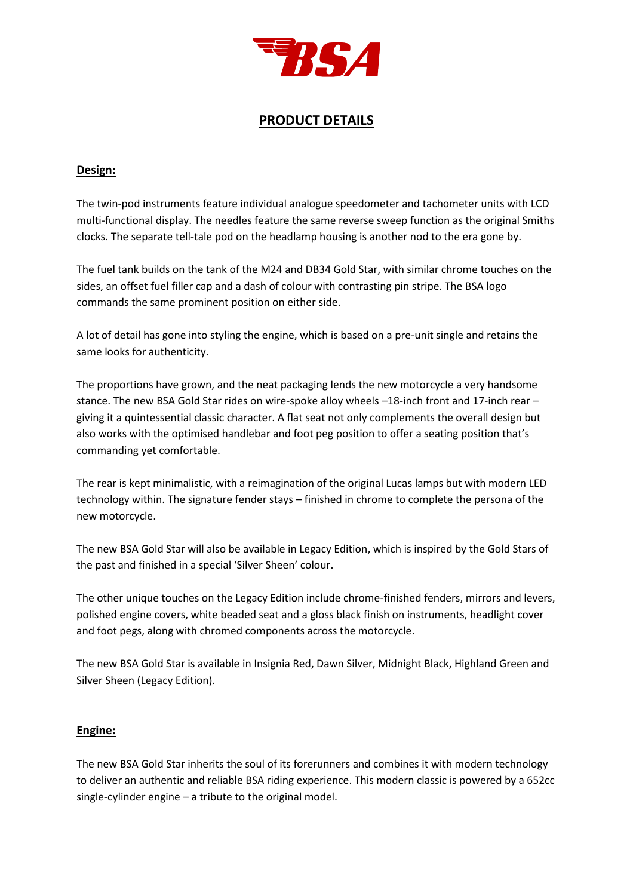BSA

# PRODUCT DETAILS

## Design:

The twin-pod instruments feature individual analogue speedometer and tachometer units with LCD multi-functional display. The needles feature the same reverse sweep function as the original Smiths clocks. The separate tell-tale pod on the headlamp housing is another nod to the era gone by.

The fuel tank builds on the tank of the M24 and DB34 Gold Star, with similar chrome touches on the sides, an offset fuel filler cap and a dash of colour with contrasting pin stripe. The BSA logo commands the same prominent position on either side.

A lot of detail has gone into styling the engine, which is based on a pre-unit single and retains the same looks for authenticity.

The proportions have grown, and the neat packaging lends the new motorcycle a very handsome stance. The new BSA Gold Star rides on wire-spoke alloy wheels –18-inch front and 17-inch rear – giving it a quintessential classic character. A flat seat not only complements the overall design but also works with the optimised handlebar and foot peg position to offer a seating position that's commanding yet comfortable.

The rear is kept minimalistic, with a reimagination of the original Lucas lamps but with modern LED technology within. The signature fender stays – finished in chrome to complete the persona of the new motorcycle.

The new BSA Gold Star will also be available in Legacy Edition, which is inspired by the Gold Stars of the past and finished in a special 'Silver Sheen' colour.

The other unique touches on the Legacy Edition include chrome-finished fenders, mirrors and levers, polished engine covers, white beaded seat and a gloss black finish on instruments, headlight cover and foot pegs, along with chromed components across the motorcycle.

The new BSA Gold Star is available in Insignia Red, Dawn Silver, Midnight Black, Highland Green and Silver Sheen (Legacy Edition).

## Engine:

The new BSA Gold Star inherits the soul of its forerunners and combines it with modern technology to deliver an authentic and reliable BSA riding experience. This modern classic is powered by a 652cc single-cylinder engine – a tribute to the original model.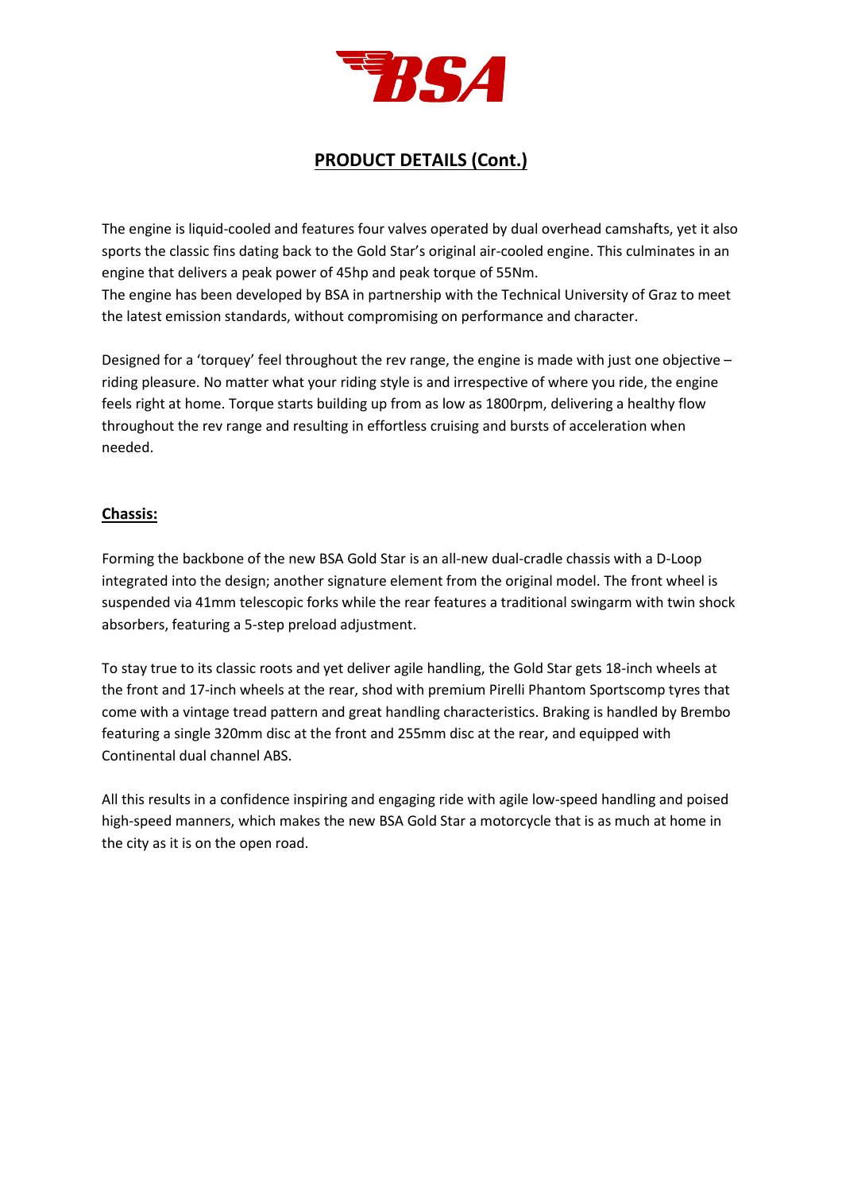## PRODUCT DETAILS (Cont.)

The engine is liquid-cooled and features four valves operated by dual overhead camshafts, yet it also sports the classic fins dating back to the Gold Star's original air-cooled engine. This culminates in an engine that delivers a peak power of 45hp and peak torque of 55Nm.
The engine has been developed by BSA in partnership with the Technical University of Graz to meet the latest emission standards, without compromising on performance and character.

Designed for a 'torquey' feel throughout the rev range, the engine is made with just one objective – riding pleasure. No matter what your riding style is and irrespective of where you ride, the engine feels right at home. Torque starts building up from as low as 1800rpm, delivering a healthy flow throughout the rev range and resulting in effortless cruising and bursts of acceleration when needed.

### Chassis:

Forming the backbone of the new BSA Gold Star is an all-new dual-cradle chassis with a D-Loop integrated into the design; another signature element from the original model. The front wheel is suspended via 41mm telescopic forks while the rear features a traditional swingarm with twin shock absorbers, featuring a 5-step preload adjustment.

To stay true to its classic roots and yet deliver agile handling, the Gold Star gets 18-inch wheels at the front and 17-inch wheels at the rear, shod with premium Pirelli Phantom Sportscomp tyres that come with a vintage tread pattern and great handling characteristics. Braking is handled by Brembo featuring a single 320mm disc at the front and 255mm disc at the rear, and equipped with Continental dual channel ABS.

All this results in a confidence inspiring and engaging ride with agile low-speed handling and poised high-speed manners, which makes the new BSA Gold Star a motorcycle that is as much at home in the city as it is on the open road.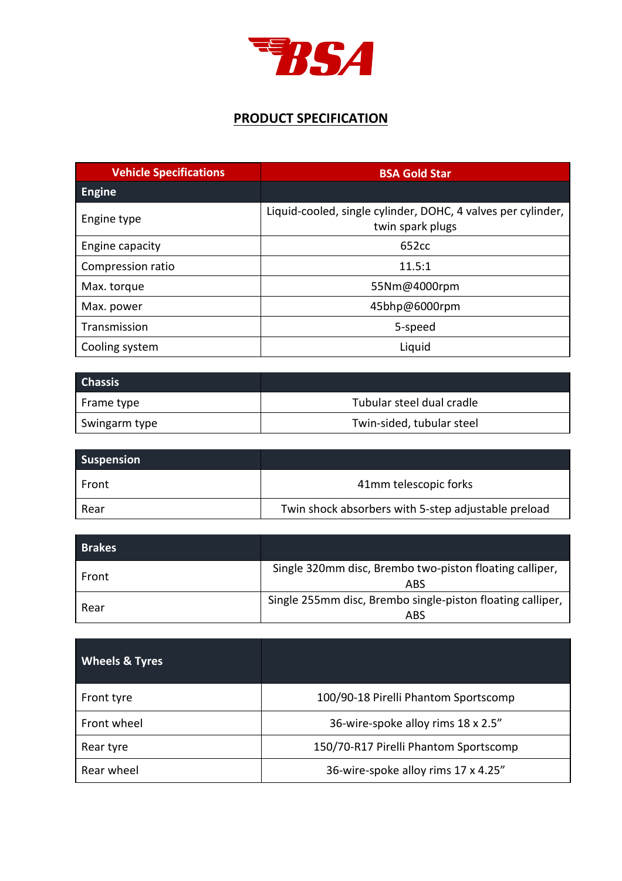BSA

## PRODUCT SPECIFICATION

| Vehicle Specifications | BSA Gold Star |
|---|---|
| **Engine** | |
| Engine type | Liquid-cooled, single cylinder, DOHC, 4 valves per cylinder, twin spark plugs |
| Engine capacity | 652cc |
| Compression ratio | 11.5:1 |
| Max. torque | 55Nm@4000rpm |
| Max. power | 45bhp@6000rpm |
| Transmission | 5-speed |
| Cooling system | Liquid |

| **Chassis** | |
|---|---|
| Frame type | Tubular steel dual cradle |
| Swingarm type | Twin-sided, tubular steel |

| **Suspension** | |
|---|---|
| Front | 41mm telescopic forks |
| Rear | Twin shock absorbers with 5-step adjustable preload |

| **Brakes** | |
|---|---|
| Front | Single 320mm disc, Brembo two-piston floating calliper, ABS |
| Rear | Single 255mm disc, Brembo single-piston floating calliper, ABS |

| **Wheels & Tyres** | |
|---|---|
| Front tyre | 100/90-18 Pirelli Phantom Sportscomp |
| Front wheel | 36-wire-spoke alloy rims 18 x 2.5” |
| Rear tyre | 150/70-R17 Pirelli Phantom Sportscomp |
| Rear wheel | 36-wire-spoke alloy rims 17 x 4.25” |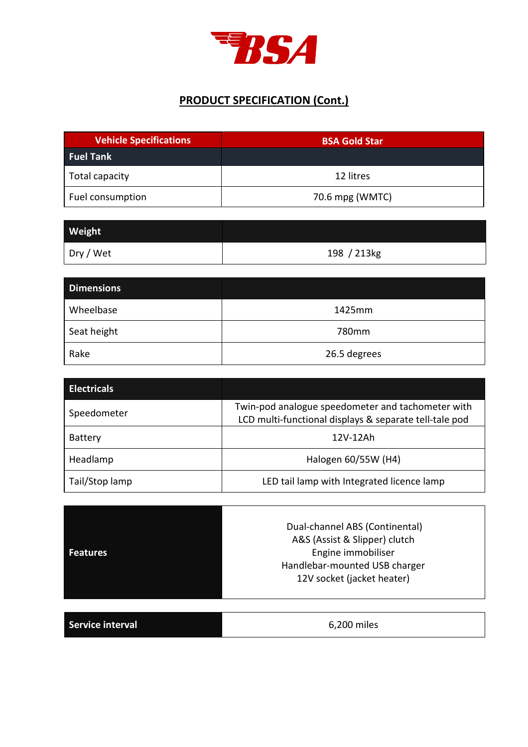BSA

## PRODUCT SPECIFICATION (Cont.)

| Vehicle Specifications | BSA Gold Star |
|---|---|
| **Fuel Tank** | |
| Total capacity | 12 litres |
| Fuel consumption | 70.6 mpg (WMTC) |

| **Weight** | |
|---|---|
| Dry / Wet | 198 / 213kg |

| **Dimensions** | |
|---|---|
| Wheelbase | 1425mm |
| Seat height | 780mm |
| Rake | 26.5 degrees |

| **Electricals** | |
|---|---|
| Speedometer | Twin-pod analogue speedometer and tachometer with LCD multi-functional displays & separate tell-tale pod |
| Battery | 12V-12Ah |
| Headlamp | Halogen 60/55W (H4) |
| Tail/Stop lamp | LED tail lamp with Integrated licence lamp |

| **Features** | Dual-channel ABS (Continental)<br>A&S (Assist & Slipper) clutch<br>Engine immobiliser<br>Handlebar-mounted USB charger<br>12V socket (jacket heater) |
|---|---|

| **Service interval** | 6,200 miles |
|---|---|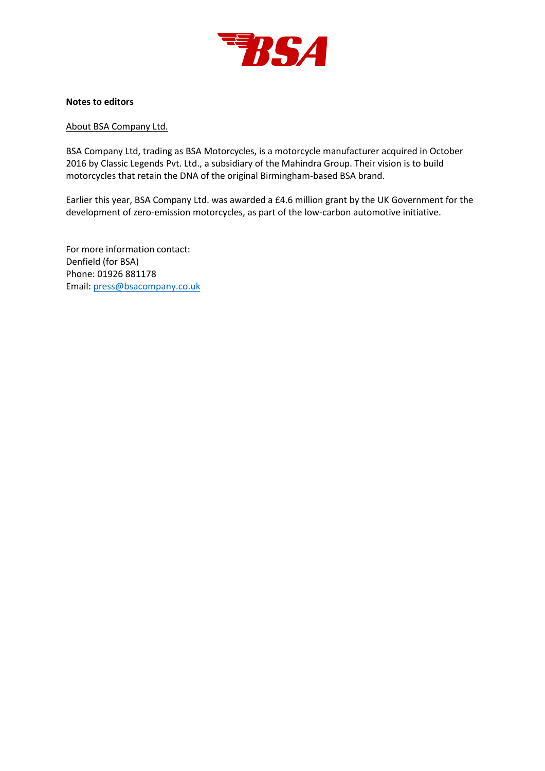**Notes to editors**

About BSA Company Ltd.

BSA Company Ltd, trading as BSA Motorcycles, is a motorcycle manufacturer acquired in October 2016 by Classic Legends Pvt. Ltd., a subsidiary of the Mahindra Group. Their vision is to build motorcycles that retain the DNA of the original Birmingham-based BSA brand.

Earlier this year, BSA Company Ltd. was awarded a £4.6 million grant by the UK Government for the development of zero-emission motorcycles, as part of the low-carbon automotive initiative.

For more information contact:
Denfield (for BSA)
Phone: 01926 881178
Email: press@bsacompany.co.uk